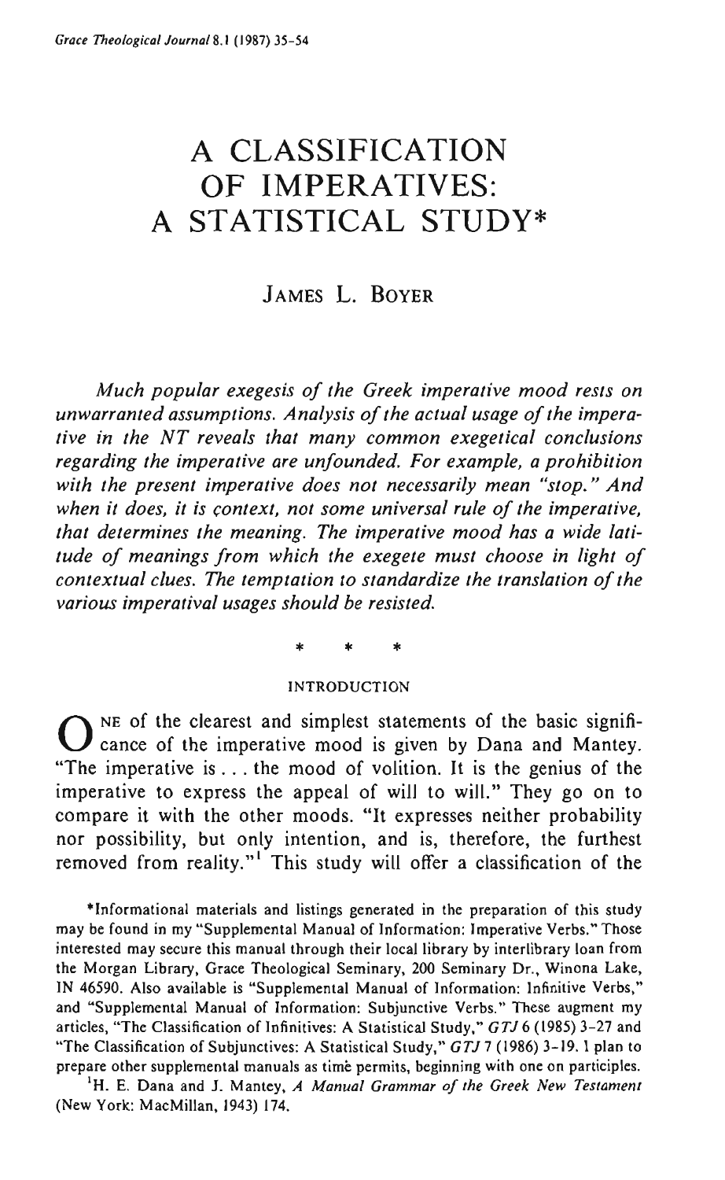# A CLASSIFICATION OF IMPERATIVES: A STATISTICAL STUDY*

JAMES L. BOYER

*Much popular exegesis of the Greek imperative mood rests on unwarranted assumptions. Analysis of the actual usage of the imperative in the NT reveals that many common exegetical conclusions regarding the imperative are unfounded. For example, a prohibition with the present imperative does not necessarily mean "stop." And when it does, it is context, not some universal rule of the imperative, that determines the meaning. The imperative mood has a wide latitude of meanings from which the exegete must choose in light of contextual clues. The temptation to standardize the translation of the various imperatival usages should be resisted.*

\* \* \*

## INTRODUCTION

ONE of the clearest and simplest statements of the basic significance of the imperative mood is given by Dana and Mantey. "The imperative is . . . the mood of volition. It is the genius of the imperative to express the appeal of will to will." They go on to compare it with the other moods. "It expresses neither probability nor possibility, but only intention, and is, therefore, the furthest removed from reality."[1] This study will offer a classification of the

\*Informational materials and listings generated in the preparation of this study may be found in my "Supplemental Manual of Information: Imperative Verbs." Those interested may secure this manual through their local library by interlibrary loan from the Morgan Library, Grace Theological Seminary, 200 Seminary Dr., Winona Lake, IN 46590. Also available is "Supplemental Manual of Information: Infinitive Verbs," and "Supplemental Manual of Information: Subjunctive Verbs." These augment my articles, "The Classification of Infinitives: A Statistical Study," *GTJ* 6 (1985) 3-27 and "The Classification of Subjunctives: A Statistical Study," *GTJ* 7 (1986) 3-19. I plan to prepare other supplemental manuals as time permits, beginning with one on participles.

[1]H. E. Dana and J. Mantey, *A Manual Grammar of the Greek New Testament* (New York: MacMillan, 1943) 174.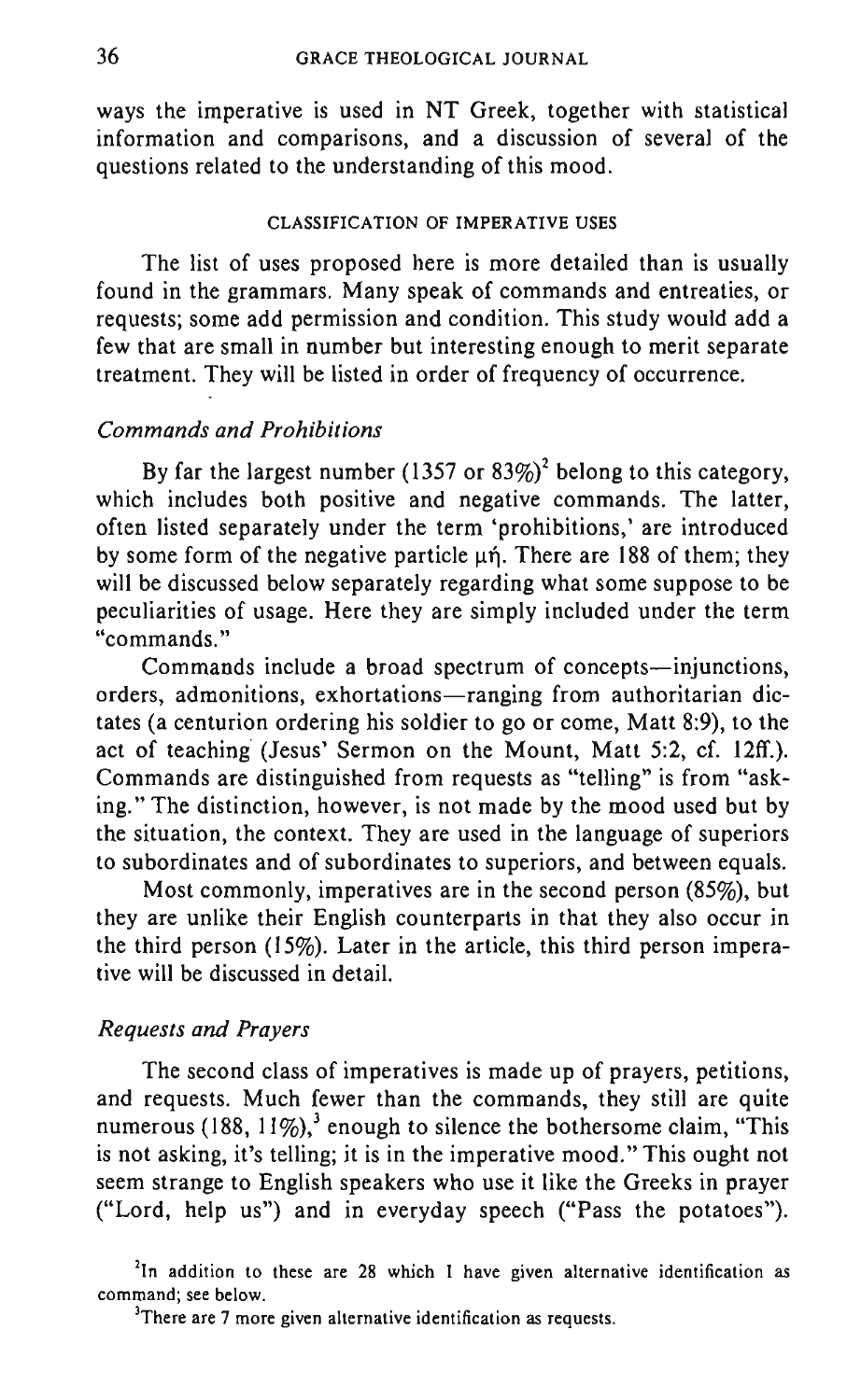ways the imperative is used in NT Greek, together with statistical information and comparisons, and a discussion of several of the questions related to the understanding of this mood.

## CLASSIFICATION OF IMPERATIVE USES

The list of uses proposed here is more detailed than is usually found in the grammars. Many speak of commands and entreaties, or requests; some add permission and condition. This study would add a few that are small in number but interesting enough to merit separate treatment. They will be listed in order of frequency of occurrence.

### *Commands and Prohibitions*

By far the largest number (1357 or 83%)[2] belong to this category, which includes both positive and negative commands. The latter, often listed separately under the term 'prohibitions,' are introduced by some form of the negative particle μή. There are 188 of them; they will be discussed below separately regarding what some suppose to be peculiarities of usage. Here they are simply included under the term "commands."

Commands include a broad spectrum of concepts—injunctions, orders, admonitions, exhortations—ranging from authoritarian dictates (a centurion ordering his soldier to go or come, Matt 8:9), to the act of teaching (Jesus' Sermon on the Mount, Matt 5:2, cf. 12ff.). Commands are distinguished from requests as "telling" is from "asking." The distinction, however, is not made by the mood used but by the situation, the context. They are used in the language of superiors to subordinates and of subordinates to superiors, and between equals.

Most commonly, imperatives are in the second person (85%), but they are unlike their English counterparts in that they also occur in the third person (15%). Later in the article, this third person imperative will be discussed in detail.

### *Requests and Prayers*

The second class of imperatives is made up of prayers, petitions, and requests. Much fewer than the commands, they still are quite numerous (188, 11%),[3] enough to silence the bothersome claim, "This is not asking, it's telling; it is in the imperative mood." This ought not seem strange to English speakers who use it like the Greeks in prayer ("Lord, help us") and in everyday speech ("Pass the potatoes").

[2]In addition to these are 28 which I have given alternative identification as command; see below.

[3]There are 7 more given alternative identification as requests.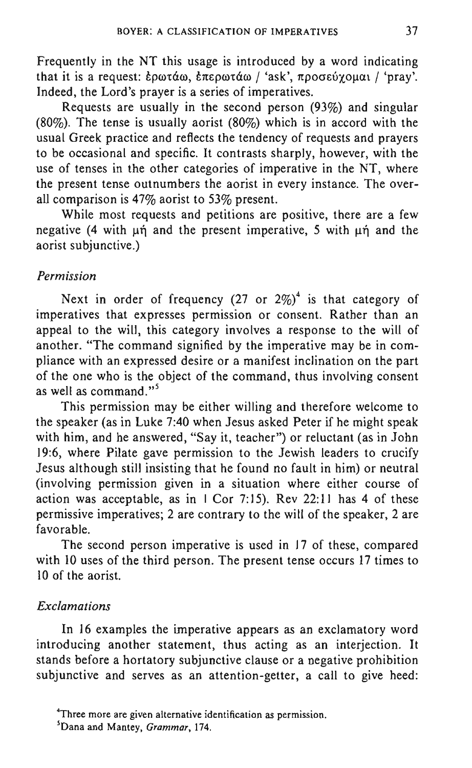Frequently in the NT this usage is introduced by a word indicating that it is a request: ἐρωτάω, ἐπερωτάω / 'ask', προσεύχομαι / 'pray'. Indeed, the Lord's prayer is a series of imperatives.

Requests are usually in the second person (93%) and singular (80%). The tense is usually aorist (80%) which is in accord with the usual Greek practice and reflects the tendency of requests and prayers to be occasional and specific. It contrasts sharply, however, with the use of tenses in the other categories of imperative in the NT, where the present tense outnumbers the aorist in every instance. The overall comparison is 47% aorist to 53% present.

While most requests and petitions are positive, there are a few negative (4 with μή and the present imperative, 5 with μή and the aorist subjunctive.)

### *Permission*

Next in order of frequency (27 or 2%)[4] is that category of imperatives that expresses permission or consent. Rather than an appeal to the will, this category involves a response to the will of another. "The command signified by the imperative may be in compliance with an expressed desire or a manifest inclination on the part of the one who is the object of the command, thus involving consent as well as command."[5]

This permission may be either willing and therefore welcome to the speaker (as in Luke 7:40 when Jesus asked Peter if he might speak with him, and he answered, "Say it, teacher") or reluctant (as in John 19:6, where Pilate gave permission to the Jewish leaders to crucify Jesus although still insisting that he found no fault in him) or neutral (involving permission given in a situation where either course of action was acceptable, as in 1 Cor 7:15). Rev 22:11 has 4 of these permissive imperatives; 2 are contrary to the will of the speaker, 2 are favorable.

The second person imperative is used in 17 of these, compared with 10 uses of the third person. The present tense occurs 17 times to 10 of the aorist.

### *Exclamations*

In 16 examples the imperative appears as an exclamatory word introducing another statement, thus acting as an interjection. It stands before a hortatory subjunctive clause or a negative prohibition subjunctive and serves as an attention-getter, a call to give heed:

---

[4] Three more are given alternative identification as permission.

[5] Dana and Mantey, *Grammar*, 174.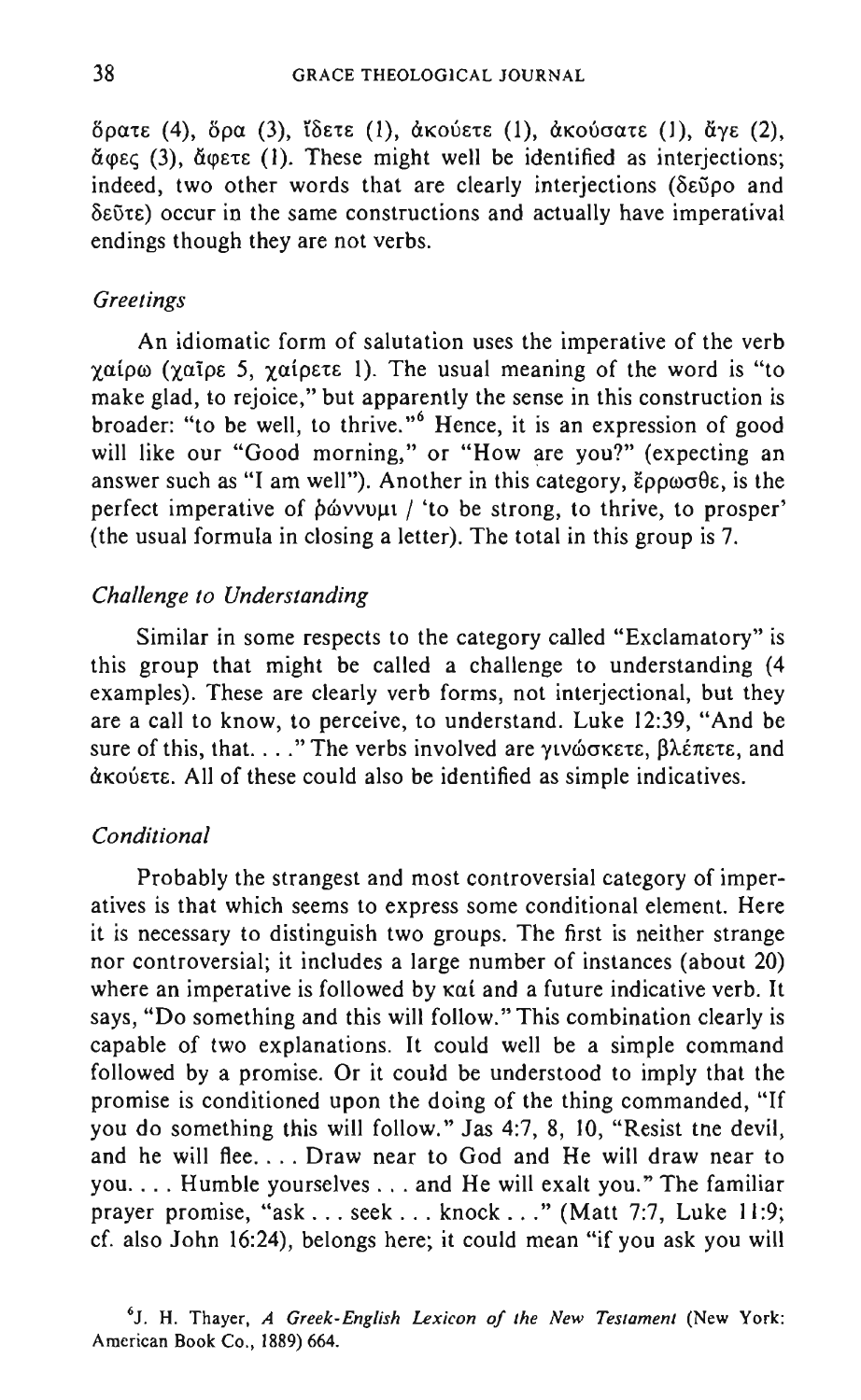ὁρᾶτε (4), ὅρα (3), ἴδετε (1), ἀκούετε (1), ἀκούσατε (1), ἄγε (2), ἄφες (3), ἄφετε (1). These might well be identified as interjections; indeed, two other words that are clearly interjections (δεῦρο and δεῦτε) occur in the same constructions and actually have imperatival endings though they are not verbs.

### *Greetings*

An idiomatic form of salutation uses the imperative of the verb χαίρω (χαῖρε 5, χαίρετε 1). The usual meaning of the word is "to make glad, to rejoice," but apparently the sense in this construction is broader: "to be well, to thrive."[6] Hence, it is an expression of good will like our "Good morning," or "How are you?" (expecting an answer such as "I am well"). Another in this category, ἔρρωσθε, is the perfect imperative of ῥώννυμι / 'to be strong, to thrive, to prosper' (the usual formula in closing a letter). The total in this group is 7.

### *Challenge to Understanding*

Similar in some respects to the category called "Exclamatory" is this group that might be called a challenge to understanding (4 examples). These are clearly verb forms, not interjectional, but they are a call to know, to perceive, to understand. Luke 12:39, "And be sure of this, that. . . ." The verbs involved are γινώσκετε, βλέπετε, and ἀκούετε. All of these could also be identified as simple indicatives.

### *Conditional*

Probably the strangest and most controversial category of imperatives is that which seems to express some conditional element. Here it is necessary to distinguish two groups. The first is neither strange nor controversial; it includes a large number of instances (about 20) where an imperative is followed by καί and a future indicative verb. It says, "Do something and this will follow." This combination clearly is capable of two explanations. It could well be a simple command followed by a promise. Or it could be understood to imply that the promise is conditioned upon the doing of the thing commanded, "If you do something this will follow." Jas 4:7, 8, 10, "Resist tne devil, and he will flee. . . . Draw near to God and He will draw near to you. . . . Humble yourselves . . . and He will exalt you." The familiar prayer promise, "ask . . . seek . . . knock . . ." (Matt 7:7, Luke 11:9; cf. also John 16:24), belongs here; it could mean "if you ask you will

[6] J. H. Thayer, *A Greek-English Lexicon of the New Testament* (New York: American Book Co., 1889) 664.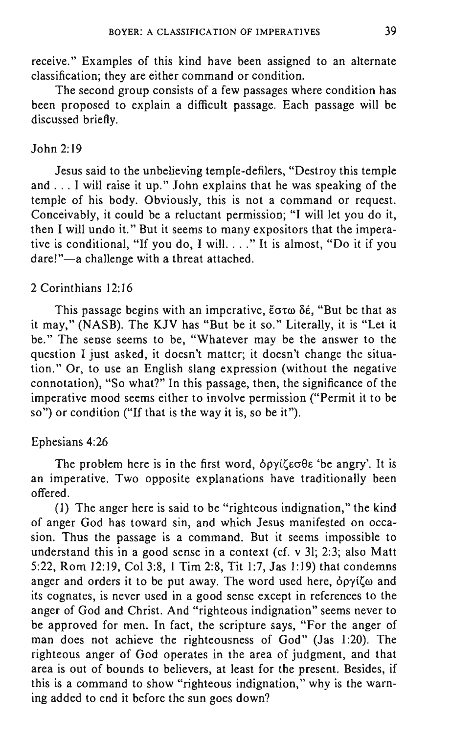receive." Examples of this kind have been assigned to an alternate classification; they are either command or condition.

The second group consists of a few passages where condition has been proposed to explain a difficult passage. Each passage will be discussed briefly.

### John 2:19

Jesus said to the unbelieving temple-defilers, "Destroy this temple and . . . I will raise it up." John explains that he was speaking of the temple of his body. Obviously, this is not a command or request. Conceivably, it could be a reluctant permission; "I will let you do it, then I will undo it." But it seems to many expositors that the imperative is conditional, "If you do, I will. . . ." It is almost, "Do it if you dare!"—a challenge with a threat attached.

### 2 Corinthians 12:16

This passage begins with an imperative, ἔστω δέ, "But be that as it may," (NASB). The KJV has "But be it so." Literally, it is "Let it be." The sense seems to be, "Whatever may be the answer to the question I just asked, it doesn't matter; it doesn't change the situation." Or, to use an English slang expression (without the negative connotation), "So what?" In this passage, then, the significance of the imperative mood seems either to involve permission ("Permit it to be so") or condition ("If that is the way it is, so be it").

### Ephesians 4:26

The problem here is in the first word, ὀργίζεσθε 'be angry'. It is an imperative. Two opposite explanations have traditionally been offered.

(1) The anger here is said to be "righteous indignation," the kind of anger God has toward sin, and which Jesus manifested on occasion. Thus the passage is a command. But it seems impossible to understand this in a good sense in a context (cf. v 31; 2:3; also Matt 5:22, Rom 12:19, Col 3:8, 1 Tim 2:8, Tit 1:7, Jas 1:19) that condemns anger and orders it to be put away. The word used here, ὀργίζω and its cognates, is never used in a good sense except in references to the anger of God and Christ. And "righteous indignation" seems never to be approved for men. In fact, the scripture says, "For the anger of man does not achieve the righteousness of God" (Jas 1:20). The righteous anger of God operates in the area of judgment, and that area is out of bounds to believers, at least for the present. Besides, if this is a command to show "righteous indignation," why is the warning added to end it before the sun goes down?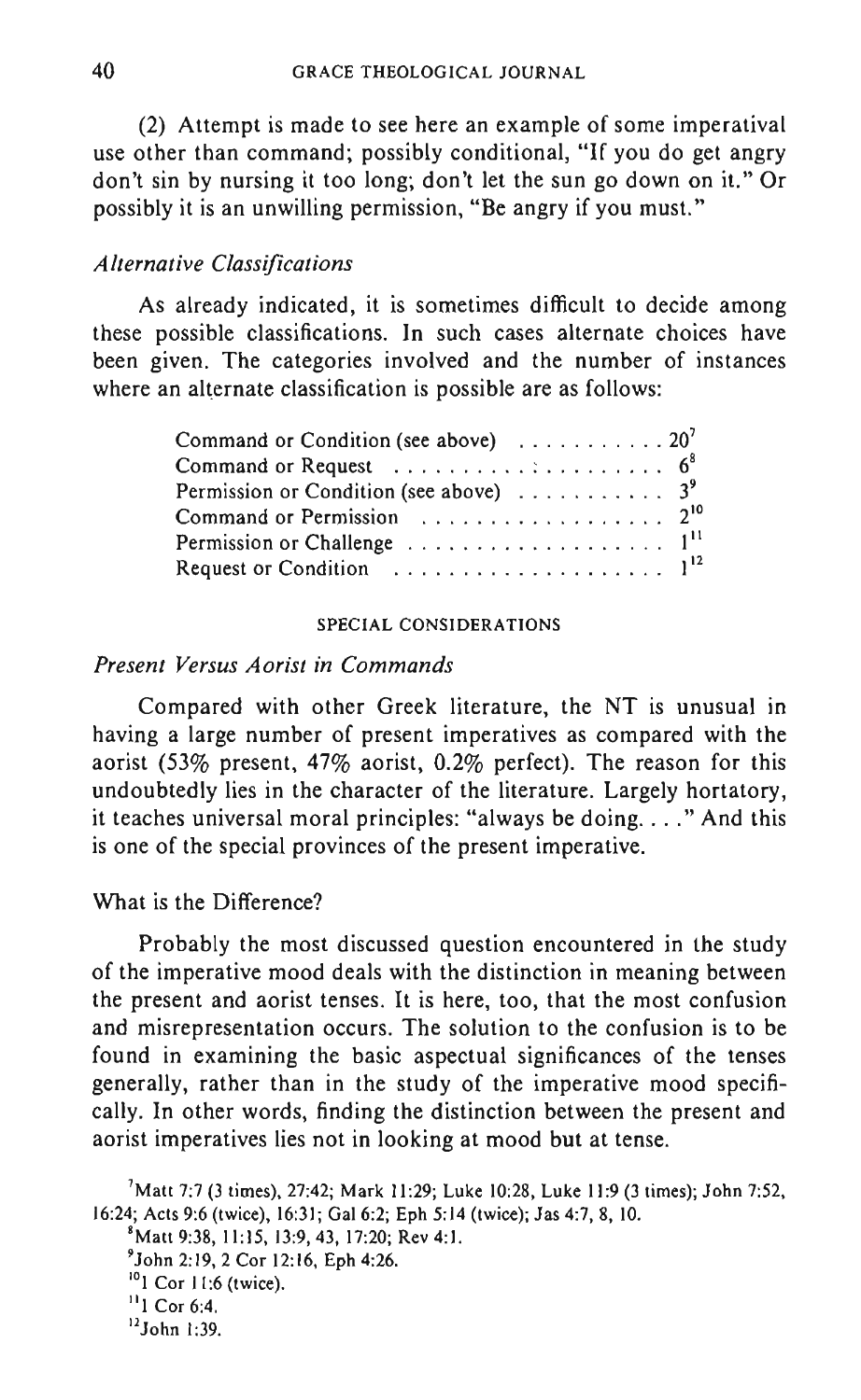(2) Attempt is made to see here an example of some imperatival use other than command; possibly conditional, "If you do get angry don't sin by nursing it too long; don't let the sun go down on it." Or possibly it is an unwilling permission, "Be angry if you must."

### *Alternative Classifications*

As already indicated, it is sometimes difficult to decide among these possible classifications. In such cases alternate choices have been given. The categories involved and the number of instances where an alternate classification is possible are as follows:

| | |
|---|---|
| Command or Condition (see above) | 20[7] |
| Command or Request | 6[8] |
| Permission or Condition (see above) | 3[9] |
| Command or Permission | 2[10] |
| Permission or Challenge | 1[11] |
| Request or Condition | 1[12] |

## SPECIAL CONSIDERATIONS

### *Present Versus Aorist in Commands*

Compared with other Greek literature, the NT is unusual in having a large number of present imperatives as compared with the aorist (53% present, 47% aorist, 0.2% perfect). The reason for this undoubtedly lies in the character of the literature. Largely hortatory, it teaches universal moral principles: "always be doing. . . ." And this is one of the special provinces of the present imperative.

#### What is the Difference?

Probably the most discussed question encountered in the study of the imperative mood deals with the distinction in meaning between the present and aorist tenses. It is here, too, that the most confusion and misrepresentation occurs. The solution to the confusion is to be found in examining the basic aspectual significances of the tenses generally, rather than in the study of the imperative mood specifically. In other words, finding the distinction between the present and aorist imperatives lies not in looking at mood but at tense.

[7] Matt 7:7 (3 times), 27:42; Mark 11:29; Luke 10:28, Luke 11:9 (3 times); John 7:52, 16:24; Acts 9:6 (twice), 16:31; Gal 6:2; Eph 5:14 (twice); Jas 4:7, 8, 10.

[8] Matt 9:38, 11:15, 13:9, 43, 17:20; Rev 4:1.

[9] John 2:19, 2 Cor 12:16, Eph 4:26.

[10] 1 Cor 11:6 (twice).

[11] 1 Cor 6:4.

[12] John 1:39.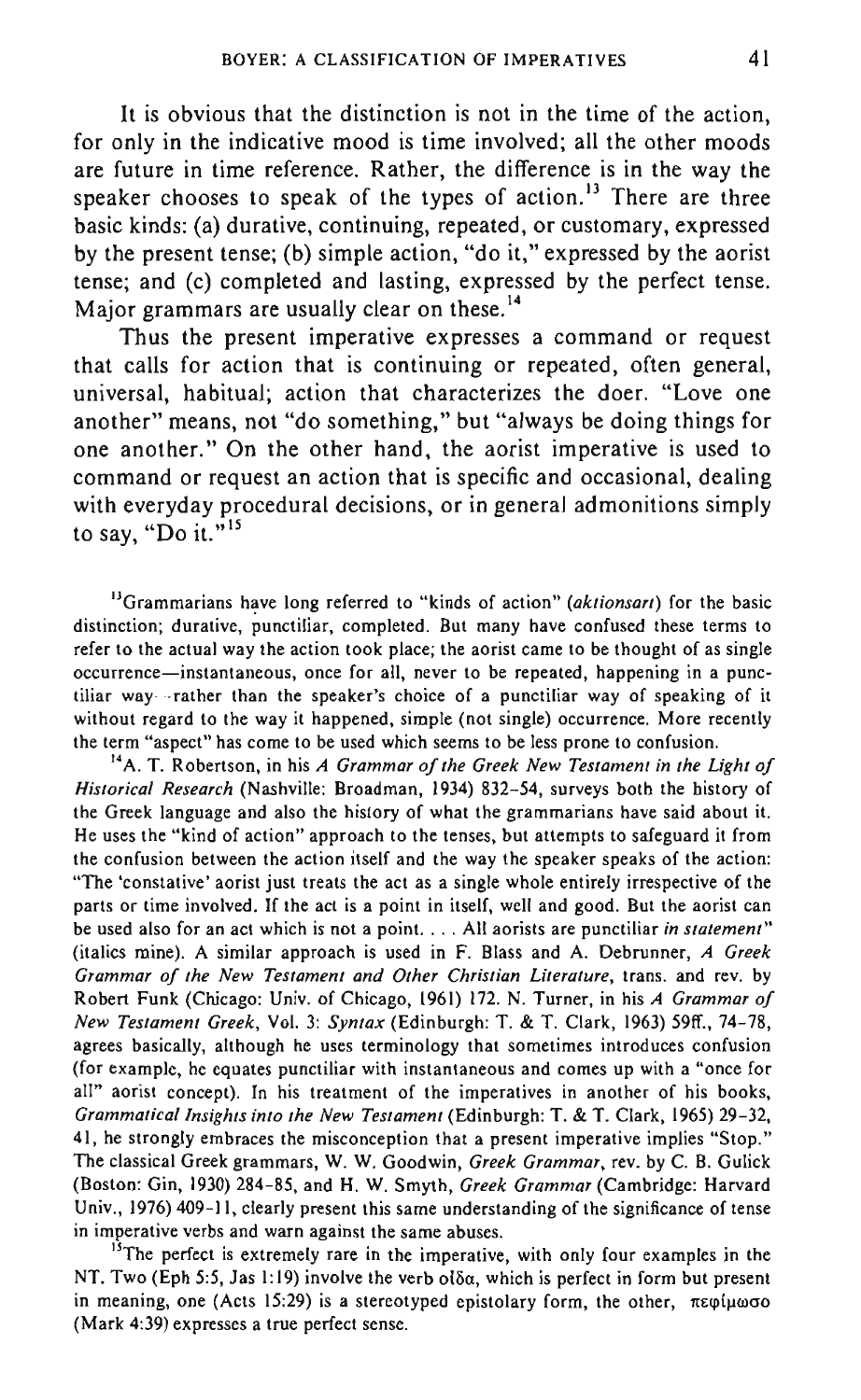It is obvious that the distinction is not in the time of the action, for only in the indicative mood is time involved; all the other moods are future in time reference. Rather, the difference is in the way the speaker chooses to speak of the types of action.[13] There are three basic kinds: (a) durative, continuing, repeated, or customary, expressed by the present tense; (b) simple action, "do it," expressed by the aorist tense; and (c) completed and lasting, expressed by the perfect tense. Major grammars are usually clear on these.[14]

Thus the present imperative expresses a command or request that calls for action that is continuing or repeated, often general, universal, habitual; action that characterizes the doer. "Love one another" means, not "do something," but "always be doing things for one another." On the other hand, the aorist imperative is used to command or request an action that is specific and occasional, dealing with everyday procedural decisions, or in general admonitions simply to say, "Do it."[15]

[13]Grammarians have long referred to "kinds of action" (*aktionsart*) for the basic distinction; durative, punctiliar, completed. But many have confused these terms to refer to the actual way the action took place; the aorist came to be thought of as single occurrence—instantaneous, once for all, never to be repeated, happening in a punctiliar way—rather than the speaker's choice of a punctiliar way of speaking of it without regard to the way it happened, simple (not single) occurrence. More recently the term "aspect" has come to be used which seems to be less prone to confusion.

[14]A. T. Robertson, in his *A Grammar of the Greek New Testament in the Light of Historical Research* (Nashville: Broadman, 1934) 832-54, surveys both the history of the Greek language and also the history of what the grammarians have said about it. He uses the "kind of action" approach to the tenses, but attempts to safeguard it from the confusion between the action itself and the way the speaker speaks of the action: "The 'constative' aorist just treats the act as a single whole entirely irrespective of the parts or time involved. If the act is a point in itself, well and good. But the aorist can be used also for an act which is not a point. . . . All aorists are punctiliar *in statement*" (italics mine). A similar approach is used in F. Blass and A. Debrunner, *A Greek Grammar of the New Testament and Other Christian Literature*, trans. and rev. by Robert Funk (Chicago: Univ. of Chicago, 1961) 172. N. Turner, in his *A Grammar of New Testament Greek*, Vol. 3: *Syntax* (Edinburgh: T. & T. Clark, 1963) 59ff., 74-78, agrees basically, although he uses terminology that sometimes introduces confusion (for example, he equates punctiliar with instantaneous and comes up with a "once for all" aorist concept). In his treatment of the imperatives in another of his books, *Grammatical Insights into the New Testament* (Edinburgh: T. & T. Clark, 1965) 29-32, 41, he strongly embraces the misconception that a present imperative implies "Stop." The classical Greek grammars, W. W. Goodwin, *Greek Grammar*, rev. by C. B. Gulick (Boston: Gin, 1930) 284-85, and H. W. Smyth, *Greek Grammar* (Cambridge: Harvard Univ., 1976) 409-11, clearly present this same understanding of the significance of tense in imperative verbs and warn against the same abuses.

[15]The perfect is extremely rare in the imperative, with only four examples in the NT. Two (Eph 5:5, Jas 1:19) involve the verb οἶδα, which is perfect in form but present in meaning, one (Acts 15:29) is a stereotyped epistolary form, the other, πεφίμωσο (Mark 4:39) expresses a true perfect sense.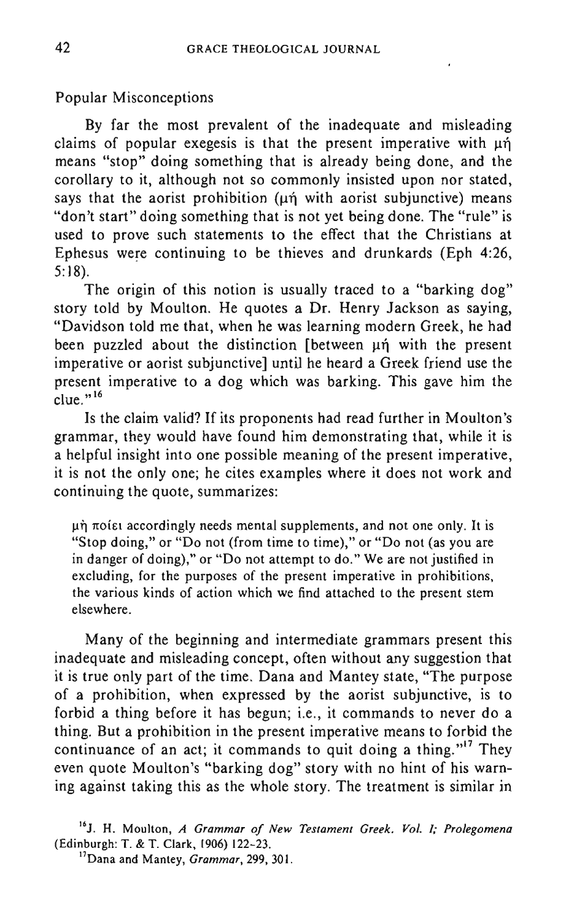Popular Misconceptions

By far the most prevalent of the inadequate and misleading claims of popular exegesis is that the present imperative with μή means "stop" doing something that is already being done, and the corollary to it, although not so commonly insisted upon nor stated, says that the aorist prohibition (μή with aorist subjunctive) means "don't start" doing something that is not yet being done. The "rule" is used to prove such statements to the effect that the Christians at Ephesus were continuing to be thieves and drunkards (Eph 4:26, 5:18).

The origin of this notion is usually traced to a "barking dog" story told by Moulton. He quotes a Dr. Henry Jackson as saying, "Davidson told me that, when he was learning modern Greek, he had been puzzled about the distinction [between μή with the present imperative or aorist subjunctive] until he heard a Greek friend use the present imperative to a dog which was barking. This gave him the clue."[16]

Is the claim valid? If its proponents had read further in Moulton's grammar, they would have found him demonstrating that, while it is a helpful insight into one possible meaning of the present imperative, it is not the only one; he cites examples where it does not work and continuing the quote, summarizes:

> μὴ ποίει accordingly needs mental supplements, and not one only. It is "Stop doing," or "Do not (from time to time)," or "Do not (as you are in danger of doing)," or "Do not attempt to do." We are not justified in excluding, for the purposes of the present imperative in prohibitions, the various kinds of action which we find attached to the present stem elsewhere.

Many of the beginning and intermediate grammars present this inadequate and misleading concept, often without any suggestion that it is true only part of the time. Dana and Mantey state, "The purpose of a prohibition, when expressed by the aorist subjunctive, is to forbid a thing before it has begun; i.e., it commands to never do a thing. But a prohibition in the present imperative means to forbid the continuance of an act; it commands to quit doing a thing."[17] They even quote Moulton's "barking dog" story with no hint of his warning against taking this as the whole story. The treatment is similar in

[16] J. H. Moulton, *A Grammar of New Testament Greek. Vol. I; Prolegomena* (Edinburgh: T. & T. Clark, 1906) 122-23.

[17] Dana and Mantey, *Grammar*, 299, 301.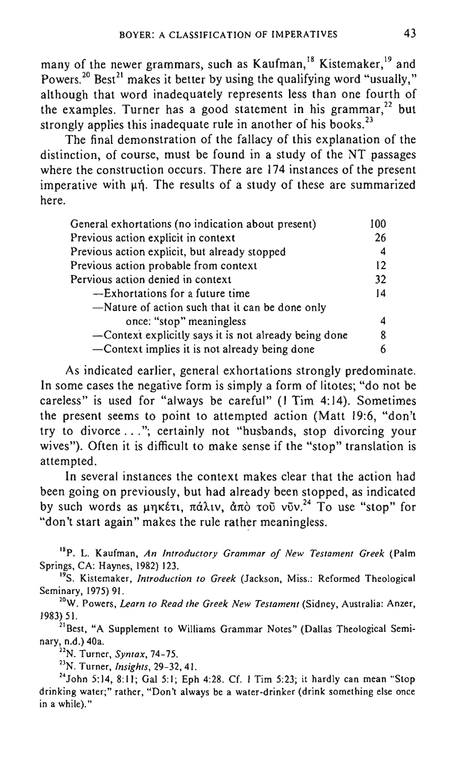many of the newer grammars, such as Kaufman,[18] Kistemaker,[19] and Powers.[20] Best[21] makes it better by using the qualifying word "usually," although that word inadequately represents less than one fourth of the examples. Turner has a good statement in his grammar,[22] but strongly applies this inadequate rule in another of his books.[23]

The final demonstration of the fallacy of this explanation of the distinction, of course, must be found in a study of the NT passages where the construction occurs. There are 174 instances of the present imperative with μή. The results of a study of these are summarized here.

| | |
|---|---|
| General exhortations (no indication about present) | 100 |
| Previous action explicit in context | 26 |
| Previous action explicit, but already stopped | 4 |
| Previous action probable from context | 12 |
| Pervious action denied in context | 32 |
| —Exhortations for a future time | 14 |
| —Nature of action such that it can be done only once: "stop" meaningless | 4 |
| —Context explicitly says it is not already being done | 8 |
| —Context implies it is not already being done | 6 |

As indicated earlier, general exhortations strongly predominate. In some cases the negative form is simply a form of litotes; "do not be careless" is used for "always be careful" (1 Tim 4:14). Sometimes the present seems to point to attempted action (Matt 19:6, "don't try to divorce . . ."; certainly not "husbands, stop divorcing your wives"). Often it is difficult to make sense if the "stop" translation is attempted.

In several instances the context makes clear that the action had been going on previously, but had already been stopped, as indicated by such words as μηκέτι, πάλιν, ἀπὸ τοῦ νῦν.[24] To use "stop" for "don't start again" makes the rule rather meaningless.

[18] P. L. Kaufman, *An Introductory Grammar of New Testament Greek* (Palm Springs, CA: Haynes, 1982) 123.

[19] S. Kistemaker, *Introduction to Greek* (Jackson, Miss.: Reformed Theological Seminary, 1975) 91.

[20] W. Powers, *Learn to Read the Greek New Testament* (Sidney, Australia: Anzer, 1983) 51.

[21] Best, "A Supplement to Williams Grammar Notes" (Dallas Theological Seminary, n.d.) 40a.

[22] N. Turner, *Syntax*, 74-75.

[23] N. Turner, *Insights*, 29-32, 41.

[24] John 5:14, 8:11; Gal 5:1; Eph 4:28. Cf. 1 Tim 5:23; it hardly can mean "Stop drinking water;" rather, "Don't always be a water-drinker (drink something else once in a while)."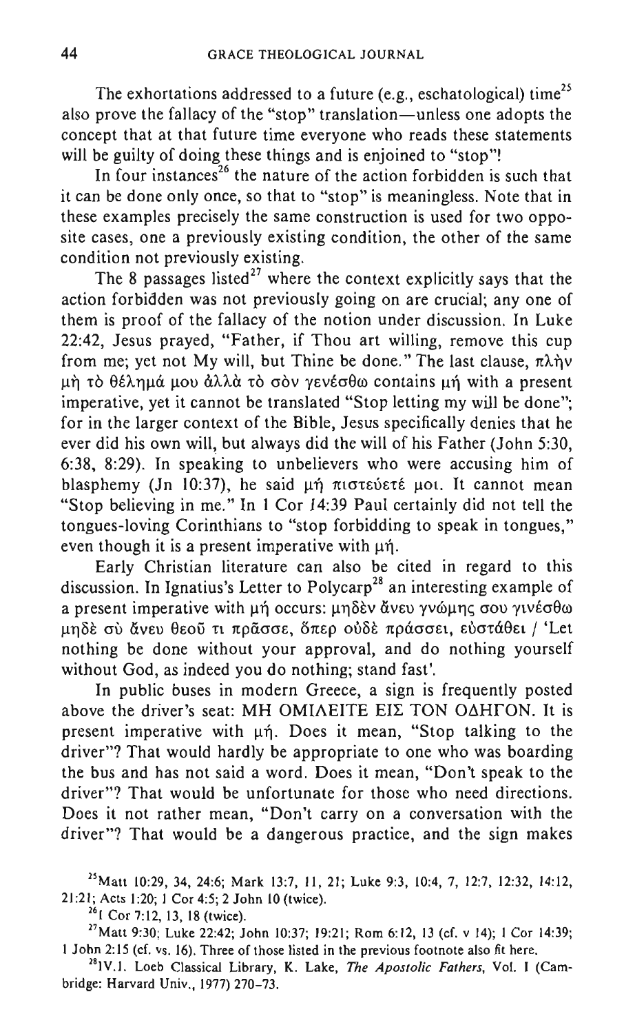The exhortations addressed to a future (e.g., eschatological) time[25] also prove the fallacy of the "stop" translation—unless one adopts the concept that at that future time everyone who reads these statements will be guilty of doing these things and is enjoined to "stop"!

In four instances[26] the nature of the action forbidden is such that it can be done only once, so that to "stop" is meaningless. Note that in these examples precisely the same construction is used for two opposite cases, one a previously existing condition, the other of the same condition not previously existing.

The 8 passages listed[27] where the context explicitly says that the action forbidden was not previously going on are crucial; any one of them is proof of the fallacy of the notion under discussion. In Luke 22:42, Jesus prayed, "Father, if Thou art willing, remove this cup from me; yet not My will, but Thine be done." The last clause, πλὴν μὴ τὸ θέλημά μου ἀλλὰ τὸ σὸν γενέσθω contains μή with a present imperative, yet it cannot be translated "Stop letting my will be done"; for in the larger context of the Bible, Jesus specifically denies that he ever did his own will, but always did the will of his Father (John 5:30, 6:38, 8:29). In speaking to unbelievers who were accusing him of blasphemy (Jn 10:37), he said μή πιστεύετέ μοι. It cannot mean "Stop believing in me." In 1 Cor 14:39 Paul certainly did not tell the tongues-loving Corinthians to "stop forbidding to speak in tongues," even though it is a present imperative with μή.

Early Christian literature can also be cited in regard to this discussion. In Ignatius's Letter to Polycarp[28] an interesting example of a present imperative with μή occurs: μηδὲν ἄνευ γνώμης σου γινέσθω μηδὲ σὺ ἄνευ θεοῦ τι πρᾶσσε, ὅπερ οὐδὲ πράσσει, εὐστάθει / 'Let nothing be done without your approval, and do nothing yourself without God, as indeed you do nothing; stand fast'.

In public buses in modern Greece, a sign is frequently posted above the driver's seat: ΜΗ ΟΜΙΛΕΙΤΕ ΕΙΣ ΤΟΝ ΟΔΗΓΟΝ. It is present imperative with μή. Does it mean, "Stop talking to the driver"? That would hardly be appropriate to one who was boarding the bus and has not said a word. Does it mean, "Don't speak to the driver"? That would be unfortunate for those who need directions. Does it not rather mean, "Don't carry on a conversation with the driver"? That would be a dangerous practice, and the sign makes

---

[25] Matt 10:29, 34, 24:6; Mark 13:7, 11, 21; Luke 9:3, 10:4, 7, 12:7, 12:32, 14:12, 21:21; Acts 1:20; 1 Cor 4:5; 2 John 10 (twice).

[26] 1 Cor 7:12, 13, 18 (twice).

[27] Matt 9:30; Luke 22:42; John 10:37; 19:21; Rom 6:12, 13 (cf. v 14); 1 Cor 14:39; 1 John 2:15 (cf. vs. 16). Three of those listed in the previous footnote also fit here.

[28] IV.1. Loeb Classical Library, K. Lake, *The Apostolic Fathers*, Vol. I (Cambridge: Harvard Univ., 1977) 270–73.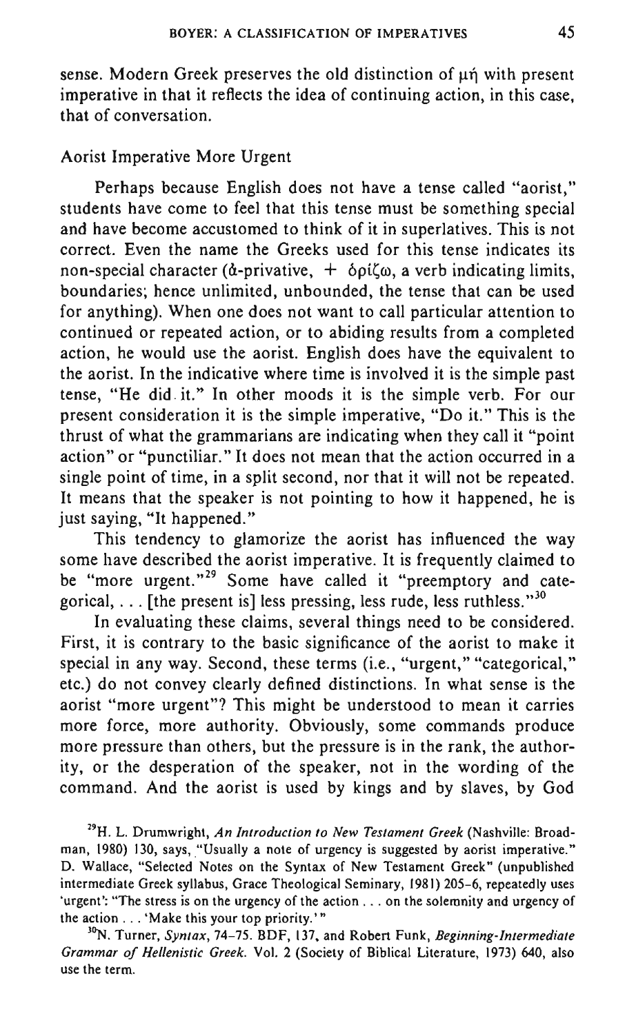sense. Modern Greek preserves the old distinction of μή with present imperative in that it reflects the idea of continuing action, in this case, that of conversation.

### Aorist Imperative More Urgent

Perhaps because English does not have a tense called "aorist," students have come to feel that this tense must be something special and have become accustomed to think of it in superlatives. This is not correct. Even the name the Greeks used for this tense indicates its non-special character (ἀ-privative, + ὁρίζω, a verb indicating limits, boundaries; hence unlimited, unbounded, the tense that can be used for anything). When one does not want to call particular attention to continued or repeated action, or to abiding results from a completed action, he would use the aorist. English does have the equivalent to the aorist. In the indicative where time is involved it is the simple past tense, "He did it." In other moods it is the simple verb. For our present consideration it is the simple imperative, "Do it." This is the thrust of what the grammarians are indicating when they call it "point action" or "punctiliar." It does not mean that the action occurred in a single point of time, in a split second, nor that it will not be repeated. It means that the speaker is not pointing to how it happened, he is just saying, "It happened."

This tendency to glamorize the aorist has influenced the way some have described the aorist imperative. It is frequently claimed to be "more urgent."[29] Some have called it "preemptory and categorical, . . . [the present is] less pressing, less rude, less ruthless."[30]

In evaluating these claims, several things need to be considered. First, it is contrary to the basic significance of the aorist to make it special in any way. Second, these terms (i.e., "urgent," "categorical," etc.) do not convey clearly defined distinctions. In what sense is the aorist "more urgent"? This might be understood to mean it carries more force, more authority. Obviously, some commands produce more pressure than others, but the pressure is in the rank, the authority, or the desperation of the speaker, not in the wording of the command. And the aorist is used by kings and by slaves, by God

[29]H. L. Drumwright, *An Introduction to New Testament Greek* (Nashville: Broadman, 1980) 130, says, "Usually a note of urgency is suggested by aorist imperative." D. Wallace, "Selected Notes on the Syntax of New Testament Greek" (unpublished intermediate Greek syllabus, Grace Theological Seminary, 1981) 205–6, repeatedly uses 'urgent': "The stress is on the urgency of the action . . . on the solemnity and urgency of the action . . . 'Make this your top priority.'"

[30]N. Turner, *Syntax*, 74–75. BDF, 137, and Robert Funk, *Beginning-Intermediate Grammar of Hellenistic Greek*. Vol. 2 (Society of Biblical Literature, 1973) 640, also use the term.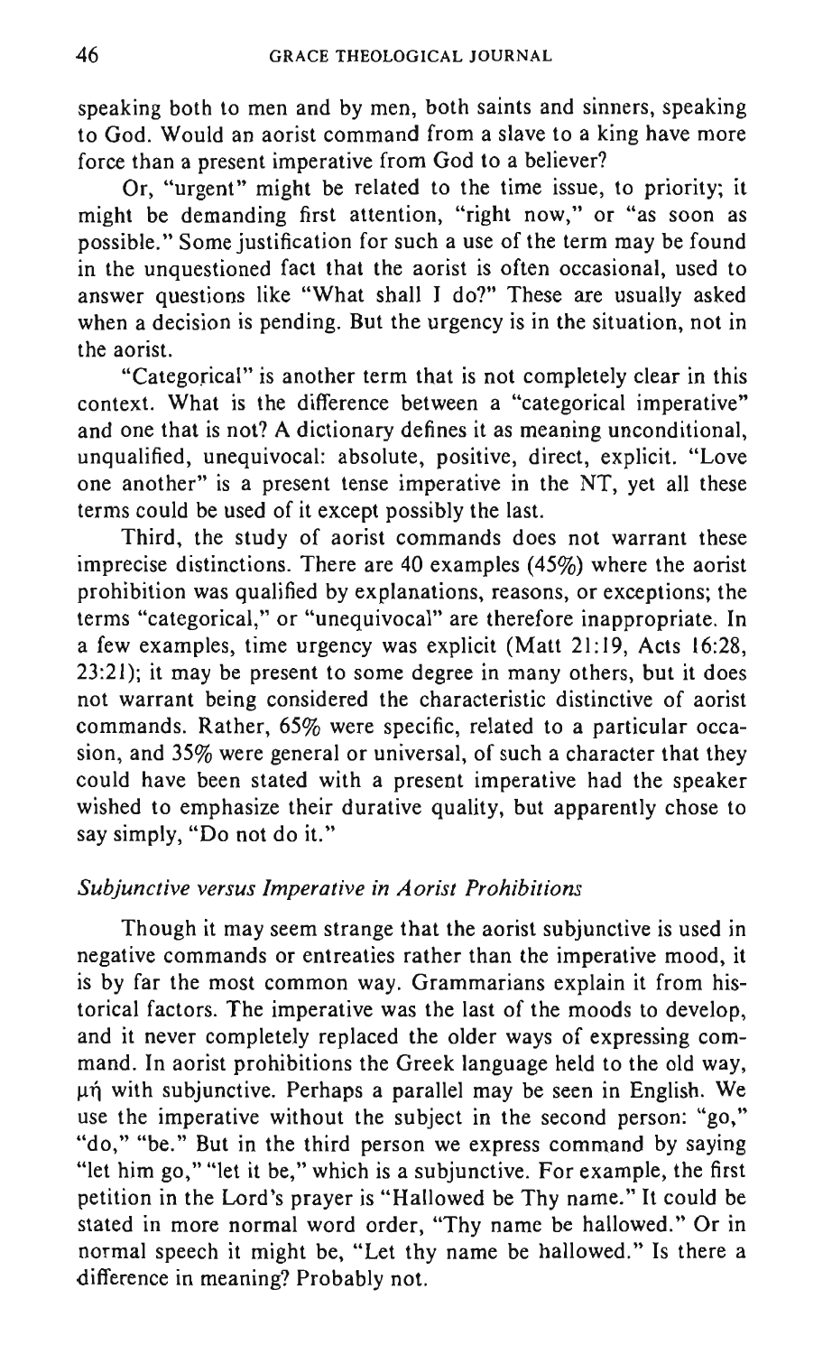speaking both to men and by men, both saints and sinners, speaking to God. Would an aorist command from a slave to a king have more force than a present imperative from God to a believer?

Or, "urgent" might be related to the time issue, to priority; it might be demanding first attention, "right now," or "as soon as possible." Some justification for such a use of the term may be found in the unquestioned fact that the aorist is often occasional, used to answer questions like "What shall I do?" These are usually asked when a decision is pending. But the urgency is in the situation, not in the aorist.

"Categorical" is another term that is not completely clear in this context. What is the difference between a "categorical imperative" and one that is not? A dictionary defines it as meaning unconditional, unqualified, unequivocal: absolute, positive, direct, explicit. "Love one another" is a present tense imperative in the NT, yet all these terms could be used of it except possibly the last.

Third, the study of aorist commands does not warrant these imprecise distinctions. There are 40 examples (45%) where the aorist prohibition was qualified by explanations, reasons, or exceptions; the terms "categorical," or "unequivocal" are therefore inappropriate. In a few examples, time urgency was explicit (Matt 21:19, Acts 16:28, 23:21); it may be present to some degree in many others, but it does not warrant being considered the characteristic distinctive of aorist commands. Rather, 65% were specific, related to a particular occasion, and 35% were general or universal, of such a character that they could have been stated with a present imperative had the speaker wished to emphasize their durative quality, but apparently chose to say simply, "Do not do it."

### *Subjunctive versus Imperative in Aorist Prohibitions*

Though it may seem strange that the aorist subjunctive is used in negative commands or entreaties rather than the imperative mood, it is by far the most common way. Grammarians explain it from historical factors. The imperative was the last of the moods to develop, and it never completely replaced the older ways of expressing command. In aorist prohibitions the Greek language held to the old way, μή with subjunctive. Perhaps a parallel may be seen in English. We use the imperative without the subject in the second person: "go," "do," "be." But in the third person we express command by saying "let him go," "let it be," which is a subjunctive. For example, the first petition in the Lord's prayer is "Hallowed be Thy name." It could be stated in more normal word order, "Thy name be hallowed." Or in normal speech it might be, "Let thy name be hallowed." Is there a difference in meaning? Probably not.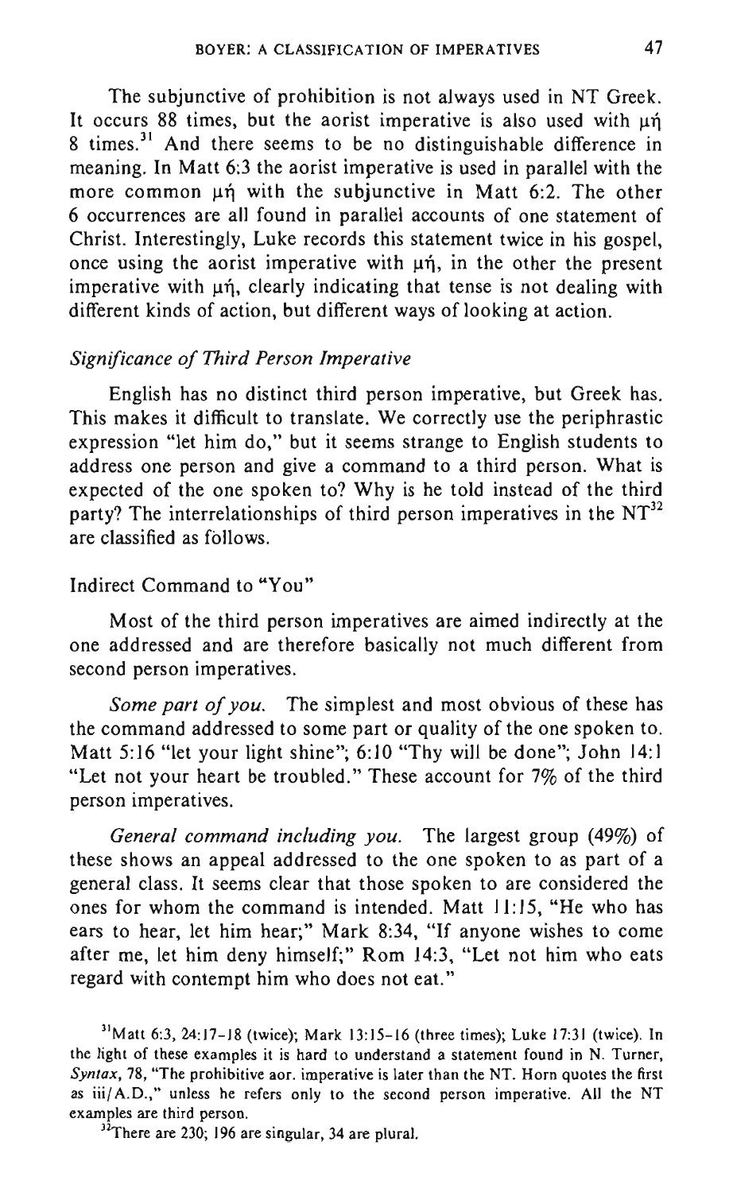The subjunctive of prohibition is not always used in NT Greek. It occurs 88 times, but the aorist imperative is also used with μή 8 times.[31] And there seems to be no distinguishable difference in meaning. In Matt 6:3 the aorist imperative is used in parallel with the more common μή with the subjunctive in Matt 6:2. The other 6 occurrences are all found in parallel accounts of one statement of Christ. Interestingly, Luke records this statement twice in his gospel, once using the aorist imperative with μή, in the other the present imperative with μή, clearly indicating that tense is not dealing with different kinds of action, but different ways of looking at action.

### *Significance of Third Person Imperative*

English has no distinct third person imperative, but Greek has. This makes it difficult to translate. We correctly use the periphrastic expression "let him do," but it seems strange to English students to address one person and give a command to a third person. What is expected of the one spoken to? Why is he told instead of the third party? The interrelationships of third person imperatives in the NT[32] are classified as follows.

#### Indirect Command to "You"

Most of the third person imperatives are aimed indirectly at the one addressed and are therefore basically not much different from second person imperatives.

*Some part of you.* The simplest and most obvious of these has the command addressed to some part or quality of the one spoken to. Matt 5:16 "let your light shine"; 6:10 "Thy will be done"; John 14:1 "Let not your heart be troubled." These account for 7% of the third person imperatives.

*General command including you.* The largest group (49%) of these shows an appeal addressed to the one spoken to as part of a general class. It seems clear that those spoken to are considered the ones for whom the command is intended. Matt 11:15, "He who has ears to hear, let him hear;" Mark 8:34, "If anyone wishes to come after me, let him deny himself;" Rom 14:3, "Let not him who eats regard with contempt him who does not eat."

---

[31] Matt 6:3, 24:17-18 (twice); Mark 13:15-16 (three times); Luke 17:31 (twice). In the light of these examples it is hard to understand a statement found in N. Turner, *Syntax*, 78, "The prohibitive aor. imperative is later than the NT. Horn quotes the first as iii/A.D.," unless he refers only to the second person imperative. All the NT examples are third person.

[32] There are 230; 196 are singular, 34 are plural.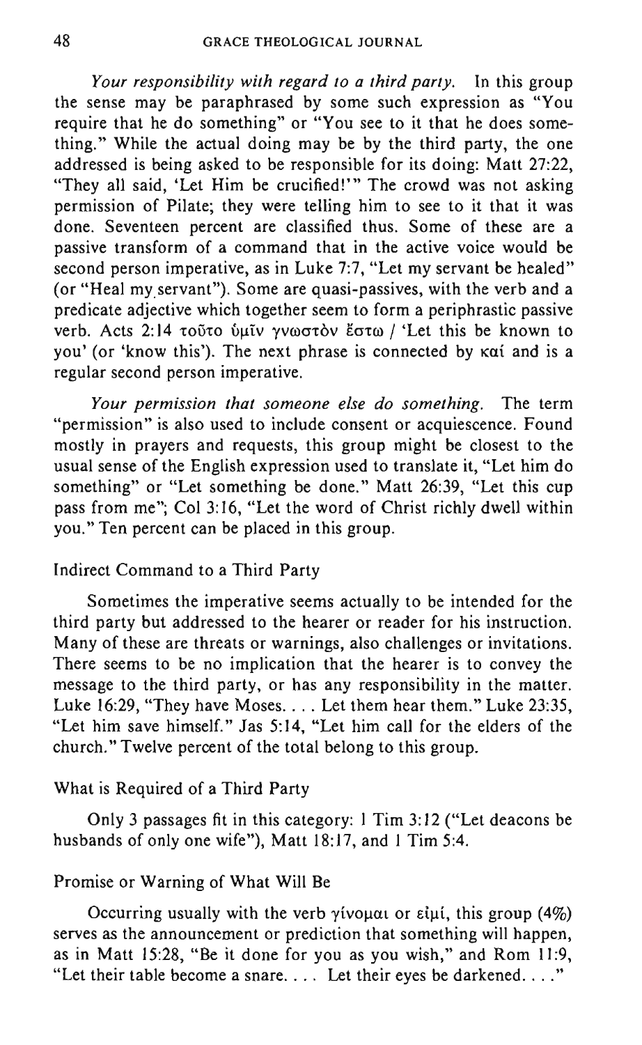*Your responsibility with regard to a third party.* In this group the sense may be paraphrased by some such expression as "You require that he do something" or "You see to it that he does something." While the actual doing may be by the third party, the one addressed is being asked to be responsible for its doing: Matt 27:22, "They all said, 'Let Him be crucified!'" The crowd was not asking permission of Pilate; they were telling him to see to it that it was done. Seventeen percent are classified thus. Some of these are a passive transform of a command that in the active voice would be second person imperative, as in Luke 7:7, "Let my servant be healed" (or "Heal my servant"). Some are quasi-passives, with the verb and a predicate adjective which together seem to form a periphrastic passive verb. Acts 2:14 τοῦτο ὑμῖν γνωστὸν ἔστω / 'Let this be known to you' (or 'know this'). The next phrase is connected by καί and is a regular second person imperative.

*Your permission that someone else do something.* The term "permission" is also used to include consent or acquiescence. Found mostly in prayers and requests, this group might be closest to the usual sense of the English expression used to translate it, "Let him do something" or "Let something be done." Matt 26:39, "Let this cup pass from me"; Col 3:16, "Let the word of Christ richly dwell within you." Ten percent can be placed in this group.

## Indirect Command to a Third Party

Sometimes the imperative seems actually to be intended for the third party but addressed to the hearer or reader for his instruction. Many of these are threats or warnings, also challenges or invitations. There seems to be no implication that the hearer is to convey the message to the third party, or has any responsibility in the matter. Luke 16:29, "They have Moses. . . . Let them hear them." Luke 23:35, "Let him save himself." Jas 5:14, "Let him call for the elders of the church." Twelve percent of the total belong to this group.

## What is Required of a Third Party

Only 3 passages fit in this category: 1 Tim 3:12 ("Let deacons be husbands of only one wife"), Matt 18:17, and 1 Tim 5:4.

## Promise or Warning of What Will Be

Occurring usually with the verb γίνομαι or εἰμί, this group (4%) serves as the announcement or prediction that something will happen, as in Matt 15:28, "Be it done for you as you wish," and Rom 11:9, "Let their table become a snare. . . . Let their eyes be darkened. . . ."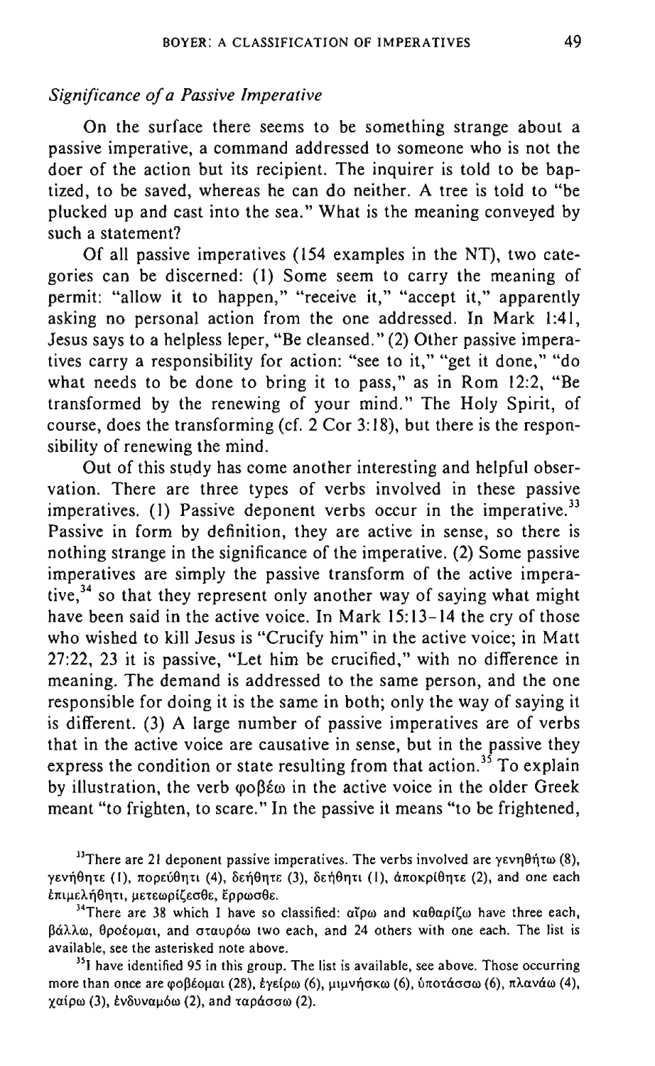*Significance of a Passive Imperative*

On the surface there seems to be something strange about a passive imperative, a command addressed to someone who is not the doer of the action but its recipient. The inquirer is told to be baptized, to be saved, whereas he can do neither. A tree is told to "be plucked up and cast into the sea." What is the meaning conveyed by such a statement?

Of all passive imperatives (154 examples in the NT), two categories can be discerned: (1) Some seem to carry the meaning of permit: "allow it to happen," "receive it," "accept it," apparently asking no personal action from the one addressed. In Mark 1:41, Jesus says to a helpless leper, "Be cleansed." (2) Other passive imperatives carry a responsibility for action: "see to it," "get it done," "do what needs to be done to bring it to pass," as in Rom 12:2, "Be transformed by the renewing of your mind." The Holy Spirit, of course, does the transforming (cf. 2 Cor 3:18), but there is the responsibility of renewing the mind.

Out of this study has come another interesting and helpful observation. There are three types of verbs involved in these passive imperatives. (1) Passive deponent verbs occur in the imperative.[33] Passive in form by definition, they are active in sense, so there is nothing strange in the significance of the imperative. (2) Some passive imperatives are simply the passive transform of the active imperative,[34] so that they represent only another way of saying what might have been said in the active voice. In Mark 15:13–14 the cry of those who wished to kill Jesus is "Crucify him" in the active voice; in Matt 27:22, 23 it is passive, "Let him be crucified," with no difference in meaning. The demand is addressed to the same person, and the one responsible for doing it is the same in both; only the way of saying it is different. (3) A large number of passive imperatives are of verbs that in the active voice are causative in sense, but in the passive they express the condition or state resulting from that action.[35] To explain by illustration, the verb φοβέω in the active voice in the older Greek meant "to frighten, to scare." In the passive it means "to be frightened,

---

[33] There are 21 deponent passive imperatives. The verbs involved are γενηθήτω (8), γενήθητε (1), πορεύθητι (4), δεήθητε (3), δεήθητι (1), ἀποκρίθητε (2), and one each ἐπιμελήθητι, μετεωρίζεσθε, ἔρρωσθε.

[34] There are 38 which I have so classified: αἶρω and καθαρίζω have three each, βάλλω, θροέομαι, and σταυρόω two each, and 24 others with one each. The list is available, see the asterisked note above.

[35] I have identified 95 in this group. The list is available, see above. Those occurring more than once are φοβέομαι (28), ἐγείρω (6), μιμνήσκω (6), ὑποτάσσω (6), πλανάω (4), χαίρω (3), ἐνδυναμόω (2), and ταράσσω (2).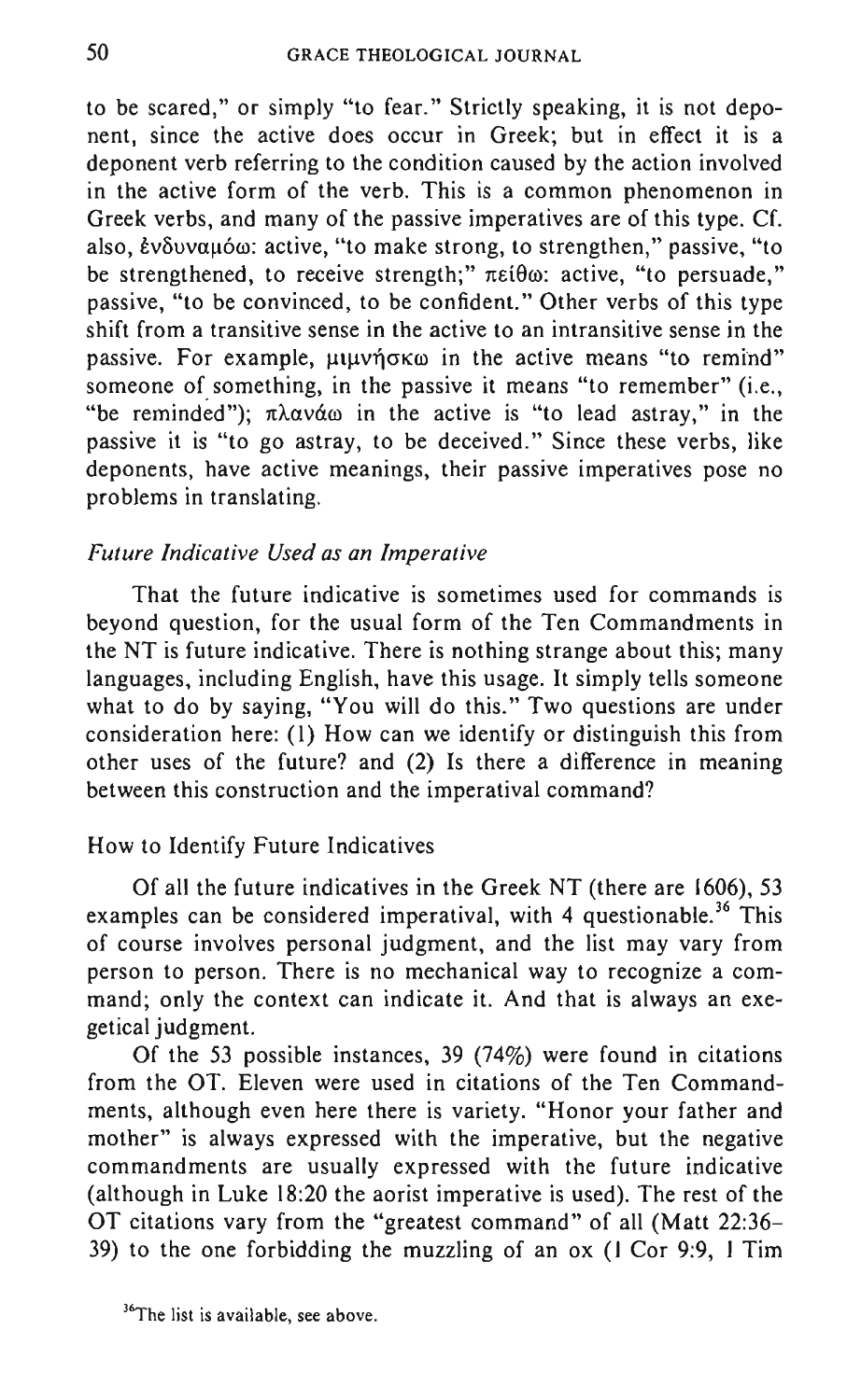to be scared," or simply "to fear." Strictly speaking, it is not deponent, since the active does occur in Greek; but in effect it is a deponent verb referring to the condition caused by the action involved in the active form of the verb. This is a common phenomenon in Greek verbs, and many of the passive imperatives are of this type. Cf. also, ἐνδυναμόω: active, "to make strong, to strengthen," passive, "to be strengthened, to receive strength;" πείθω: active, "to persuade," passive, "to be convinced, to be confident." Other verbs of this type shift from a transitive sense in the active to an intransitive sense in the passive. For example, μιμνήσκω in the active means "to remind" someone of something, in the passive it means "to remember" (i.e., "be reminded"); πλανάω in the active is "to lead astray," in the passive it is "to go astray, to be deceived." Since these verbs, like deponents, have active meanings, their passive imperatives pose no problems in translating.

### *Future Indicative Used as an Imperative*

That the future indicative is sometimes used for commands is beyond question, for the usual form of the Ten Commandments in the NT is future indicative. There is nothing strange about this; many languages, including English, have this usage. It simply tells someone what to do by saying, "You will do this." Two questions are under consideration here: (1) How can we identify or distinguish this from other uses of the future? and (2) Is there a difference in meaning between this construction and the imperatival command?

#### How to Identify Future Indicatives

Of all the future indicatives in the Greek NT (there are 1606), 53 examples can be considered imperatival, with 4 questionable.[36] This of course involves personal judgment, and the list may vary from person to person. There is no mechanical way to recognize a command; only the context can indicate it. And that is always an exegetical judgment.

Of the 53 possible instances, 39 (74%) were found in citations from the OT. Eleven were used in citations of the Ten Commandments, although even here there is variety. "Honor your father and mother" is always expressed with the imperative, but the negative commandments are usually expressed with the future indicative (although in Luke 18:20 the aorist imperative is used). The rest of the OT citations vary from the "greatest command" of all (Matt 22:36–39) to the one forbidding the muzzling of an ox (1 Cor 9:9, 1 Tim

[36]The list is available, see above.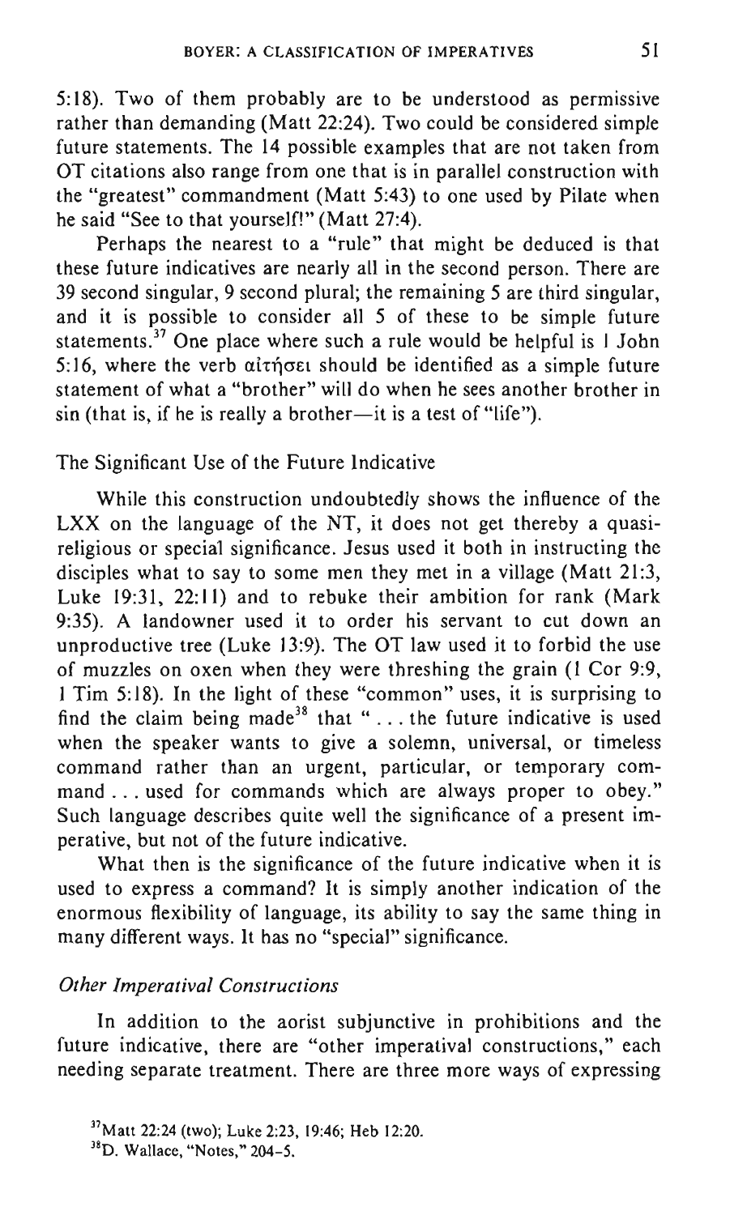5:18). Two of them probably are to be understood as permissive rather than demanding (Matt 22:24). Two could be considered simple future statements. The 14 possible examples that are not taken from OT citations also range from one that is in parallel construction with the "greatest" commandment (Matt 5:43) to one used by Pilate when he said "See to that yourself!" (Matt 27:4).

Perhaps the nearest to a "rule" that might be deduced is that these future indicatives are nearly all in the second person. There are 39 second singular, 9 second plural; the remaining 5 are third singular, and it is possible to consider all 5 of these to be simple future statements.[37] One place where such a rule would be helpful is I John 5:16, where the verb αἰτήσει should be identified as a simple future statement of what a "brother" will do when he sees another brother in sin (that is, if he is really a brother—it is a test of "life").

### The Significant Use of the Future Indicative

While this construction undoubtedly shows the influence of the LXX on the language of the NT, it does not get thereby a quasi-religious or special significance. Jesus used it both in instructing the disciples what to say to some men they met in a village (Matt 21:3, Luke 19:31, 22:11) and to rebuke their ambition for rank (Mark 9:35). A landowner used it to order his servant to cut down an unproductive tree (Luke 13:9). The OT law used it to forbid the use of muzzles on oxen when they were threshing the grain (1 Cor 9:9, 1 Tim 5:18). In the light of these "common" uses, it is surprising to find the claim being made[38] that "... the future indicative is used when the speaker wants to give a solemn, universal, or timeless command rather than an urgent, particular, or temporary command ... used for commands which are always proper to obey." Such language describes quite well the significance of a present imperative, but not of the future indicative.

What then is the significance of the future indicative when it is used to express a command? It is simply another indication of the enormous flexibility of language, its ability to say the same thing in many different ways. It has no "special" significance.

### *Other Imperatival Constructions*

In addition to the aorist subjunctive in prohibitions and the future indicative, there are "other imperatival constructions," each needing separate treatment. There are three more ways of expressing

[37] Matt 22:24 (two); Luke 2:23, 19:46; Heb 12:20.

[38] D. Wallace, "Notes," 204-5.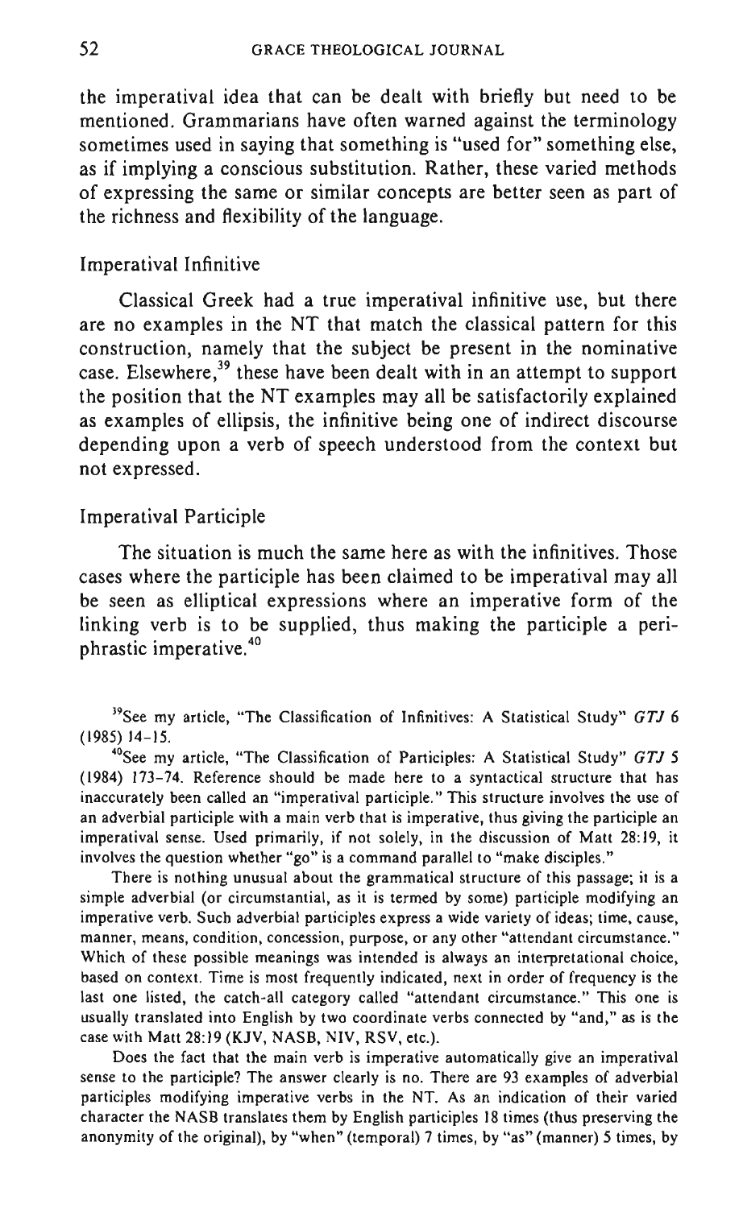the imperatival idea that can be dealt with briefly but need to be mentioned. Grammarians have often warned against the terminology sometimes used in saying that something is "used for" something else, as if implying a conscious substitution. Rather, these varied methods of expressing the same or similar concepts are better seen as part of the richness and flexibility of the language.

### Imperatival Infinitive

Classical Greek had a true imperatival infinitive use, but there are no examples in the NT that match the classical pattern for this construction, namely that the subject be present in the nominative case. Elsewhere,[39] these have been dealt with in an attempt to support the position that the NT examples may all be satisfactorily explained as examples of ellipsis, the infinitive being one of indirect discourse depending upon a verb of speech understood from the context but not expressed.

### Imperatival Participle

The situation is much the same here as with the infinitives. Those cases where the participle has been claimed to be imperatival may all be seen as elliptical expressions where an imperative form of the linking verb is to be supplied, thus making the participle a periphrastic imperative.[40]

---

[39]See my article, "The Classification of Infinitives: A Statistical Study" *GTJ* 6 (1985) 14–15.

[40]See my article, "The Classification of Participles: A Statistical Study" *GTJ* 5 (1984) 173–74. Reference should be made here to a syntactical structure that has inaccurately been called an "imperatival participle." This structure involves the use of an adverbial participle with a main verb that is imperative, thus giving the participle an imperatival sense. Used primarily, if not solely, in the discussion of Matt 28:19, it involves the question whether "go" is a command parallel to "make disciples."

There is nothing unusual about the grammatical structure of this passage; it is a simple adverbial (or circumstantial, as it is termed by some) participle modifying an imperative verb. Such adverbial participles express a wide variety of ideas; time, cause, manner, means, condition, concession, purpose, or any other "attendant circumstance." Which of these possible meanings was intended is always an interpretational choice, based on context. Time is most frequently indicated, next in order of frequency is the last one listed, the catch-all category called "attendant circumstance." This one is usually translated into English by two coordinate verbs connected by "and," as is the case with Matt 28:19 (KJV, NASB, NIV, RSV, etc.).

Does the fact that the main verb is imperative automatically give an imperatival sense to the participle? The answer clearly is no. There are 93 examples of adverbial participles modifying imperative verbs in the NT. As an indication of their varied character the NASB translates them by English participles 18 times (thus preserving the anonymity of the original), by "when" (temporal) 7 times, by "as" (manner) 5 times, by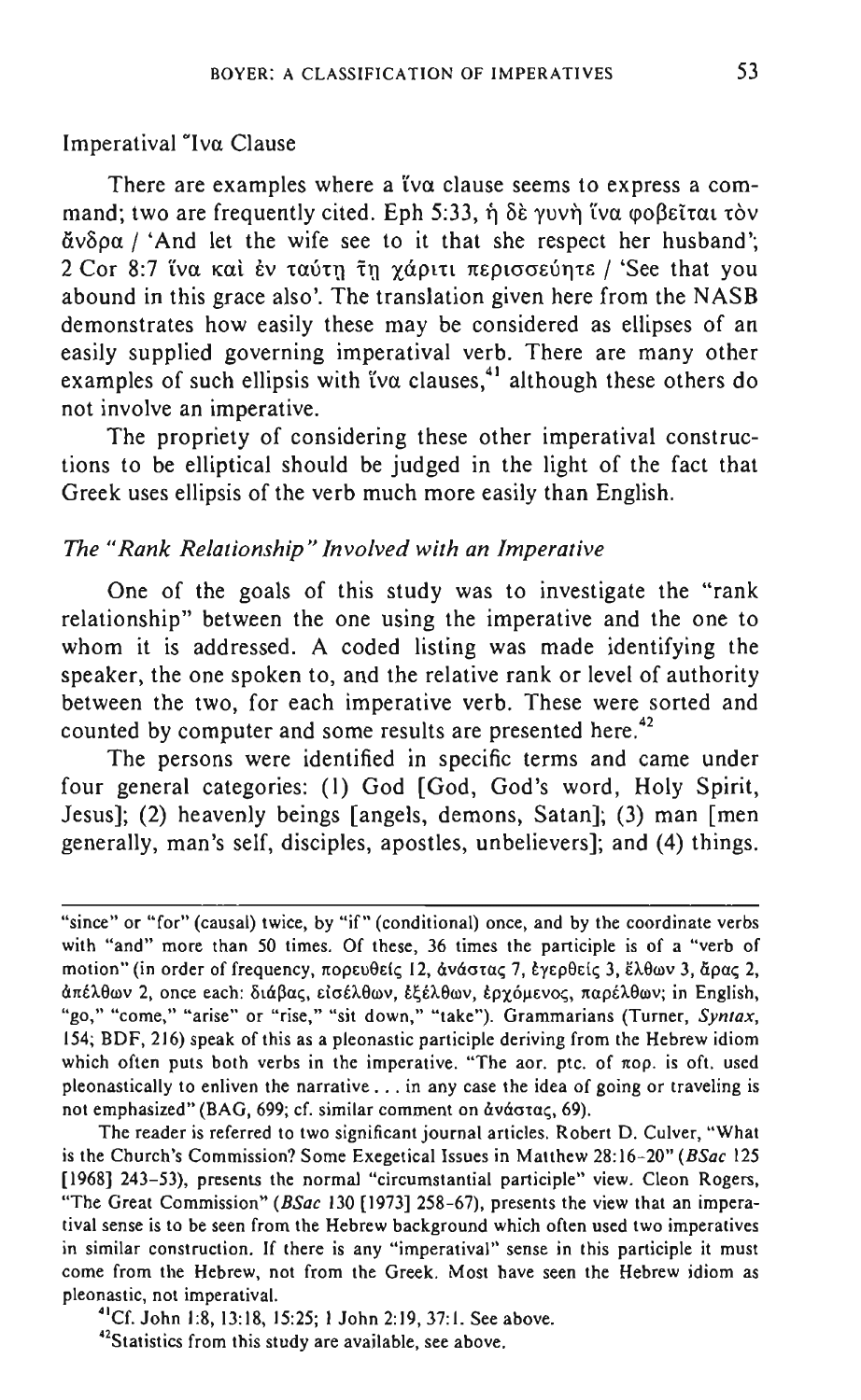Imperatival Ἵνα Clause

There are examples where a ἵνα clause seems to express a command; two are frequently cited. Eph 5:33, ἡ δὲ γυνὴ ἵνα φοβεῖται τὸν ἄνδρα / 'And let the wife see to it that she respect her husband'; 2 Cor 8:7 ἵνα καὶ ἐν ταύτῃ τῇ χάριτι περισσεύητε / 'See that you abound in this grace also'. The translation given here from the NASB demonstrates how easily these may be considered as ellipses of an easily supplied governing imperatival verb. There are many other examples of such ellipsis with ἵνα clauses,[41] although these others do not involve an imperative.

The propriety of considering these other imperatival constructions to be elliptical should be judged in the light of the fact that Greek uses ellipsis of the verb much more easily than English.

### *The "Rank Relationship" Involved with an Imperative*

One of the goals of this study was to investigate the "rank relationship" between the one using the imperative and the one to whom it is addressed. A coded listing was made identifying the speaker, the one spoken to, and the relative rank or level of authority between the two, for each imperative verb. These were sorted and counted by computer and some results are presented here.[42]

The persons were identified in specific terms and came under four general categories: (1) God [God, God's word, Holy Spirit, Jesus]; (2) heavenly beings [angels, demons, Satan]; (3) man [men generally, man's self, disciples, apostles, unbelievers]; and (4) things.

---

"since" or "for" (causal) twice, by "if" (conditional) once, and by the coordinate verbs with "and" more than 50 times. Of these, 36 times the participle is of a "verb of motion" (in order of frequency, πορευθείς 12, ἀνάστας 7, ἐγερθείς 3, ἔλθων 3, ἄρας 2, ἀπέλθων 2, once each: διάβας, εἰσέλθων, ἐξέλθων, ἐρχόμενος, παρέλθων; in English, "go," "come," "arise" or "rise," "sit down," "take"). Grammarians (Turner, *Syntax*, 154; BDF, 216) speak of this as a pleonastic participle deriving from the Hebrew idiom which often puts both verbs in the imperative. "The aor. ptc. of πορ. is oft. used pleonastically to enliven the narrative . . . in any case the idea of going or traveling is not emphasized" (BAG, 699; cf. similar comment on ἀνάστας, 69).

The reader is referred to two significant journal articles. Robert D. Culver, "What is the Church's Commission? Some Exegetical Issues in Matthew 28:16-20" (*BSac* 125 [1968] 243-53), presents the normal "circumstantial participle" view. Cleon Rogers, "The Great Commission" (*BSac* 130 [1973] 258-67), presents the view that an imperatival sense is to be seen from the Hebrew background which often used two imperatives in similar construction. If there is any "imperatival" sense in this participle it must come from the Hebrew, not from the Greek. Most have seen the Hebrew idiom as pleonastic, not imperatival.

[41] Cf. John 1:8, 13:18, 15:25; 1 John 2:19, 37:1. See above.

[42] Statistics from this study are available, see above.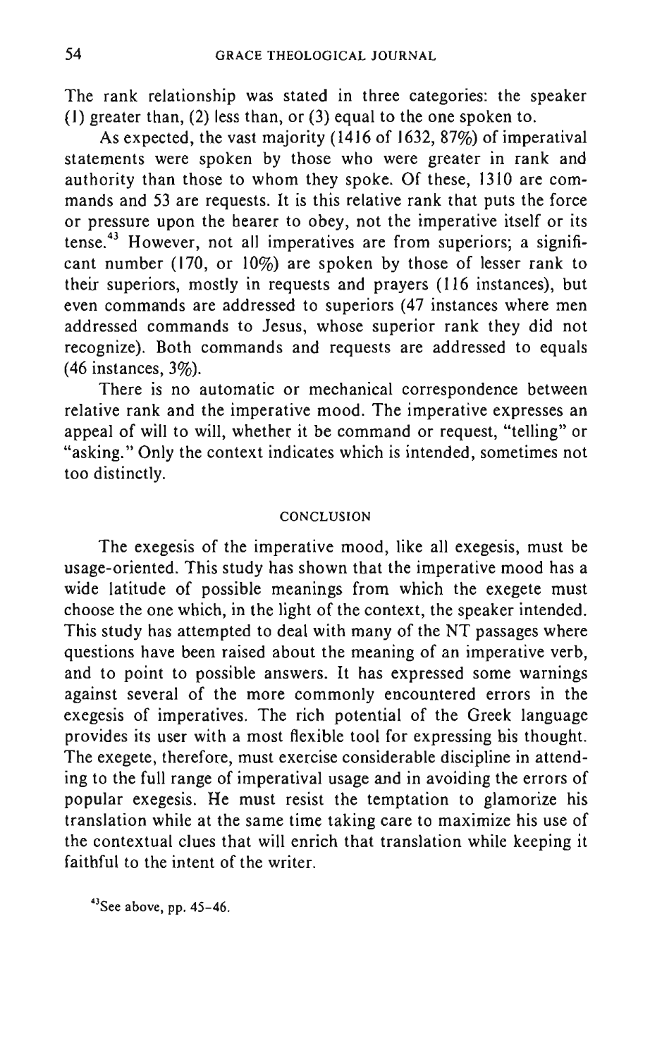The rank relationship was stated in three categories: the speaker (1) greater than, (2) less than, or (3) equal to the one spoken to.

As expected, the vast majority (1416 of 1632, 87%) of imperatival statements were spoken by those who were greater in rank and authority than those to whom they spoke. Of these, 1310 are commands and 53 are requests. It is this relative rank that puts the force or pressure upon the hearer to obey, not the imperative itself or its tense.[43] However, not all imperatives are from superiors; a significant number (170, or 10%) are spoken by those of lesser rank to their superiors, mostly in requests and prayers (116 instances), but even commands are addressed to superiors (47 instances where men addressed commands to Jesus, whose superior rank they did not recognize). Both commands and requests are addressed to equals (46 instances, 3%).

There is no automatic or mechanical correspondence between relative rank and the imperative mood. The imperative expresses an appeal of will to will, whether it be command or request, "telling" or "asking." Only the context indicates which is intended, sometimes not too distinctly.

## CONCLUSION

The exegesis of the imperative mood, like all exegesis, must be usage-oriented. This study has shown that the imperative mood has a wide latitude of possible meanings from which the exegete must choose the one which, in the light of the context, the speaker intended. This study has attempted to deal with many of the NT passages where questions have been raised about the meaning of an imperative verb, and to point to possible answers. It has expressed some warnings against several of the more commonly encountered errors in the exegesis of imperatives. The rich potential of the Greek language provides its user with a most flexible tool for expressing his thought. The exegete, therefore, must exercise considerable discipline in attending to the full range of imperatival usage and in avoiding the errors of popular exegesis. He must resist the temptation to glamorize his translation while at the same time taking care to maximize his use of the contextual clues that will enrich that translation while keeping it faithful to the intent of the writer.

[43]See above, pp. 45–46.